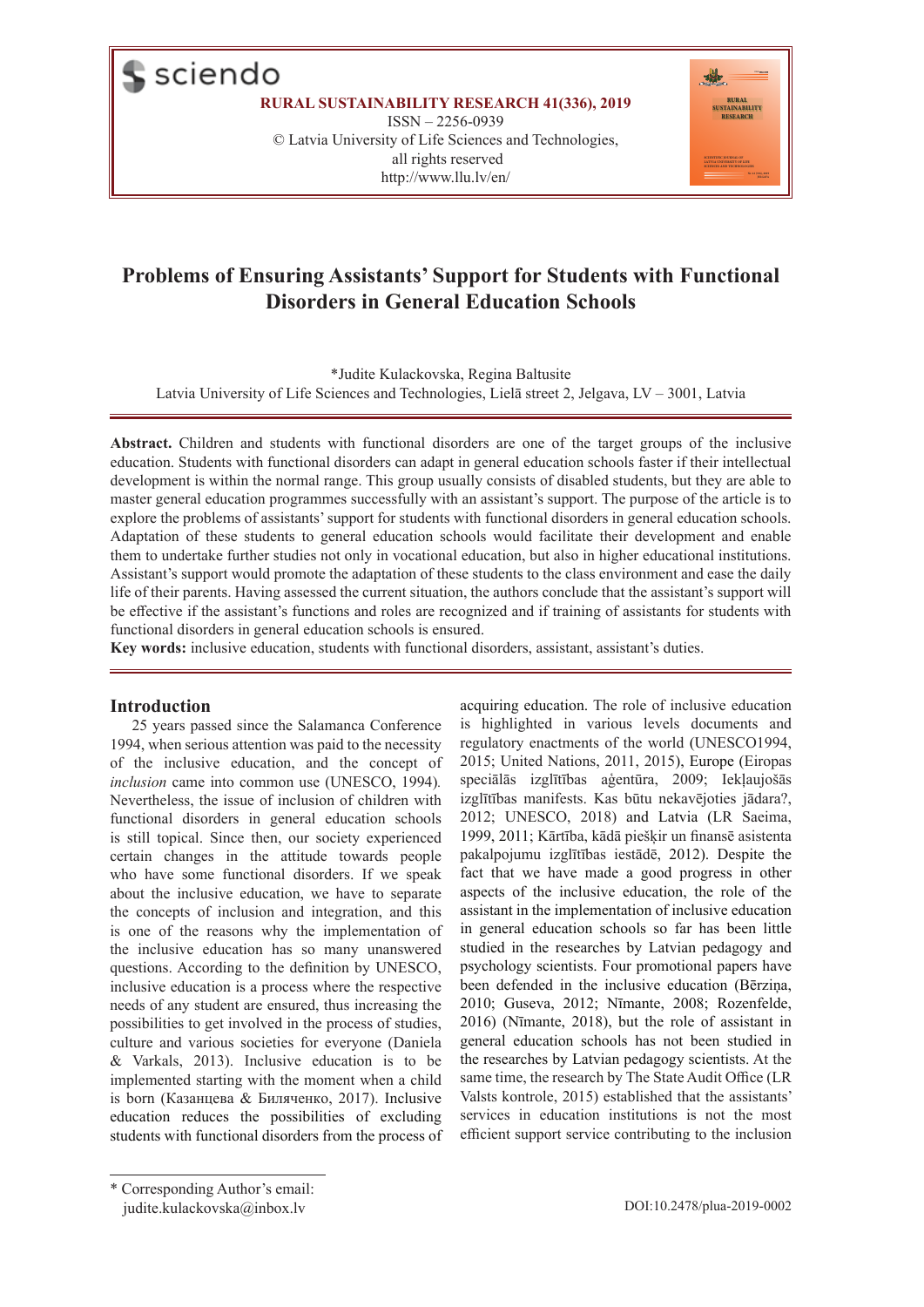RURAL SUSTAINABILITY RESEARCH 41(336), 2019
ISSN – 2256-0939
© Latvia University of Life Sciences and Technologies, all rights reserved
http://www.llu.lv/en/

# Problems of Ensuring Assistants' Support for Students with Functional Disorders in General Education Schools

*Judite Kulackovska, Regina Baltusite
Latvia University of Life Sciences and Technologies, Lielā street 2, Jelgava, LV – 3001, Latvia

**Abstract.** Children and students with functional disorders are one of the target groups of the inclusive education. Students with functional disorders can adapt in general education schools faster if their intellectual development is within the normal range. This group usually consists of disabled students, but they are able to master general education programmes successfully with an assistant's support. The purpose of the article is to explore the problems of assistants' support for students with functional disorders in general education schools. Adaptation of these students to general education schools would facilitate their development and enable them to undertake further studies not only in vocational education, but also in higher educational institutions. Assistant's support would promote the adaptation of these students to the class environment and ease the daily life of their parents. Having assessed the current situation, the authors conclude that the assistant's support will be effective if the assistant's functions and roles are recognized and if training of assistants for students with functional disorders in general education schools is ensured.

**Key words:** inclusive education, students with functional disorders, assistant, assistant's duties.

## Introduction

25 years passed since the Salamanca Conference 1994, when serious attention was paid to the necessity of the inclusive education, and the concept of *inclusion* came into common use (UNESCO, 1994). Nevertheless, the issue of inclusion of children with functional disorders in general education schools is still topical. Since then, our society experienced certain changes in the attitude towards people who have some functional disorders. If we speak about the inclusive education, we have to separate the concepts of inclusion and integration, and this is one of the reasons why the implementation of the inclusive education has so many unanswered questions. According to the definition by UNESCO, inclusive education is a process where the respective needs of any student are ensured, thus increasing the possibilities to get involved in the process of studies, culture and various societies for everyone (Daniela & Varkals, 2013). Inclusive education is to be implemented starting with the moment when a child is born (Казанцева & Биляченко, 2017). Inclusive education reduces the possibilities of excluding students with functional disorders from the process of acquiring education. The role of inclusive education is highlighted in various levels documents and regulatory enactments of the world (UNESCO1994, 2015; United Nations, 2011, 2015), Europe (Eiropas speciālās izglītības aģentūra, 2009; Iekļaujošās izglītības manifests. Kas būtu nekavējoties jādara?, 2012; UNESCO, 2018) and Latvia (LR Saeima, 1999, 2011; Kārtība, kādā piešķir un finansē asistenta pakalpojumu izglītības iestādē, 2012). Despite the fact that we have made a good progress in other aspects of the inclusive education, the role of the assistant in the implementation of inclusive education in general education schools so far has been little studied in the researches by Latvian pedagogy and psychology scientists. Four promotional papers have been defended in the inclusive education (Bērziņa, 2010; Guseva, 2012; Nīmante, 2008; Rozenfelde, 2016) (Nīmante, 2018), but the role of assistant in general education schools has not been studied in the researches by Latvian pedagogy scientists. At the same time, the research by The State Audit Office (LR Valsts kontrole, 2015) established that the assistants' services in education institutions is not the most efficient support service contributing to the inclusion

* Corresponding Author's email: judite.kulackovska@inbox.lv

DOI:10.2478/plua-2019-0002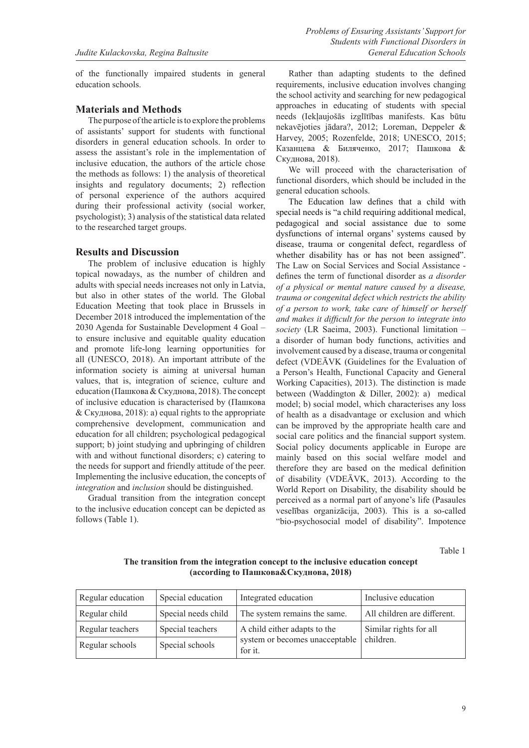of the functionally impaired students in general education schools.

## Materials and Methods

The purpose of the article is to explore the problems of assistants' support for students with functional disorders in general education schools. In order to assess the assistant's role in the implementation of inclusive education, the authors of the article chose the methods as follows: 1) the analysis of theoretical insights and regulatory documents; 2) reflection of personal experience of the authors acquired during their professional activity (social worker, psychologist); 3) analysis of the statistical data related to the researched target groups.

## Results and Discussion

The problem of inclusive education is highly topical nowadays, as the number of children and adults with special needs increases not only in Latvia, but also in other states of the world. The Global Education Meeting that took place in Brussels in December 2018 introduced the implementation of the 2030 Agenda for Sustainable Development 4 Goal – to ensure inclusive and equitable quality education and promote life-long learning opportunities for all (UNESCO, 2018). An important attribute of the information society is aiming at universal human values, that is, integration of science, culture and education (Пашкова & Скуднова, 2018). The concept of inclusive education is characterised by (Пашкова & Скуднова, 2018): a) equal rights to the appropriate comprehensive development, communication and education for all children; psychological pedagogical support; b) joint studying and upbringing of children with and without functional disorders; c) catering to the needs for support and friendly attitude of the peer. Implementing the inclusive education, the concepts of *integration* and *inclusion* should be distinguished.

Gradual transition from the integration concept to the inclusive education concept can be depicted as follows (Table 1).

Rather than adapting students to the defined requirements, inclusive education involves changing the school activity and searching for new pedagogical approaches in educating of students with special needs (Iekļaujošās izglītības manifests. Kas būtu nekavējoties jādara?, 2012; Loreman, Deppeler & Harvey, 2005; Rozenfelde, 2018; UNESCO, 2015; Казанцева & Биляченко, 2017; Пашкова & Скуднова, 2018).

We will proceed with the characterisation of functional disorders, which should be included in the general education schools.

The Education law defines that a child with special needs is "a child requiring additional medical, pedagogical and social assistance due to some dysfunctions of internal organs' systems caused by disease, trauma or congenital defect, regardless of whether disability has or has not been assigned". The Law on Social Services and Social Assistance - defines the term of functional disorder as *a disorder of a physical or mental nature caused by a disease, trauma or congenital defect which restricts the ability of a person to work, take care of himself or herself and makes it difficult for the person to integrate into society* (LR Saeima, 2003). Functional limitation – a disorder of human body functions, activities and involvement caused by a disease, trauma or congenital defect (VDEĀVK (Guidelines for the Evaluation of a Person's Health, Functional Capacity and General Working Capacities), 2013). The distinction is made between (Waddington & Diller, 2002): a) medical model; b) social model, which characterises any loss of health as a disadvantage or exclusion and which can be improved by the appropriate health care and social care politics and the financial support system. Social policy documents applicable in Europe are mainly based on this social welfare model and therefore they are based on the medical definition of disability (VDEĀVK, 2013). According to the World Report on Disability, the disability should be perceived as a normal part of anyone's life (Pasaules veselības organizācija, 2003). This is a so-called "bio-psychosocial model of disability". Impotence

Table 1

**The transition from the integration concept to the inclusive education concept (according to Пашкова&Скуднова, 2018)**

| Regular education | Special education | Integrated education | Inclusive education |
|---|---|---|---|
| Regular child | Special needs child | The system remains the same. | All children are different. |
| Regular teachers | Special teachers | A child either adapts to the system or becomes unacceptable for it. | Similar rights for all children. |
| Regular schools | Special schools | | |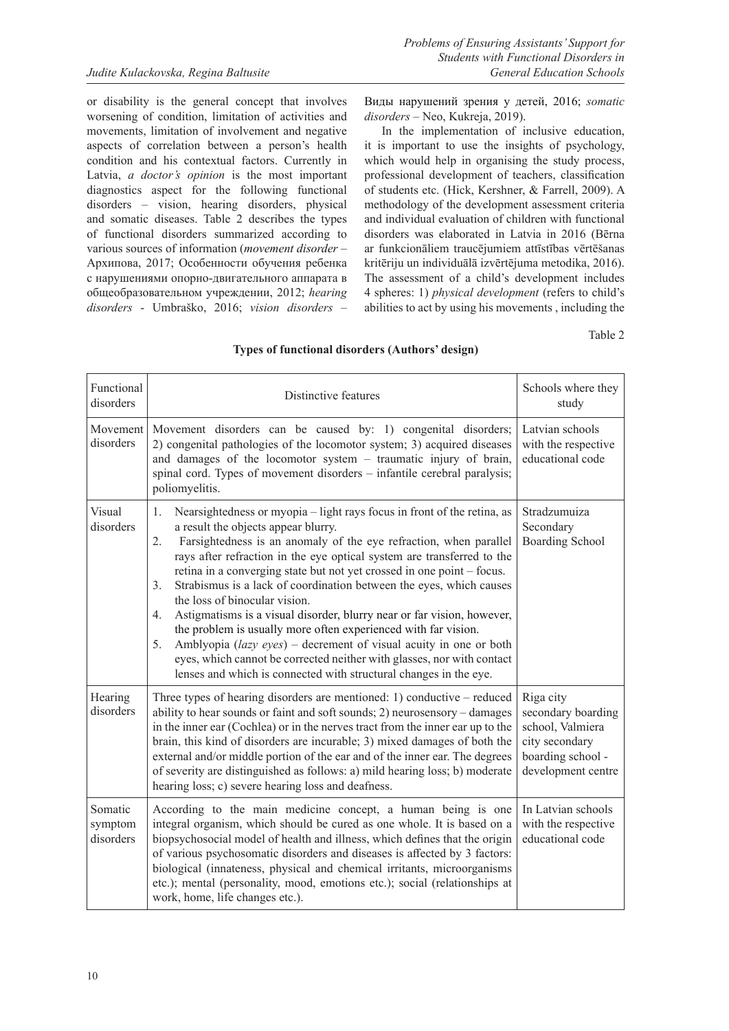or disability is the general concept that involves worsening of condition, limitation of activities and movements, limitation of involvement and negative aspects of correlation between a person's health condition and his contextual factors. Currently in Latvia, *a doctor's opinion* is the most important diagnostics aspect for the following functional disorders – vision, hearing disorders, physical and somatic diseases. Table 2 describes the types of functional disorders summarized according to various sources of information (*movement disorder* – Архипова, 2017; Особенности обучения ребенка с нарушениями опорно-двигательного аппарата в общеобразовательном учреждении, 2012; *hearing disorders* - Umbraško, 2016; *vision disorders* – Виды нарушений зрения у детей, 2016; *somatic disorders* – Neo, Kukreja, 2019).

In the implementation of inclusive education, it is important to use the insights of psychology, which would help in organising the study process, professional development of teachers, classification of students etc. (Hick, Kershner, & Farrell, 2009). A methodology of the development assessment criteria and individual evaluation of children with functional disorders was elaborated in Latvia in 2016 (Bērna ar funkcionāliem traucējumiem attīstības vērtēšanas kritēriju un individuālā izvērtējuma metodika, 2016). The assessment of a child's development includes 4 spheres: 1) *physical development* (refers to child's abilities to act by using his movements , including the

Table 2

**Types of functional disorders (Authors' design)**

| Functional disorders | Distinctive features | Schools where they study |
|---|---|---|
| Movement disorders | Movement disorders can be caused by: 1) congenital disorders; 2) congenital pathologies of the locomotor system; 3) acquired diseases and damages of the locomotor system – traumatic injury of brain, spinal cord. Types of movement disorders – infantile cerebral paralysis; poliomyelitis. | Latvian schools with the respective educational code |
| Visual disorders | 1. Nearsightedness or myopia – light rays focus in front of the retina, as a result the objects appear blurry. 2. Farsightedness is an anomaly of the eye refraction, when parallel rays after refraction in the eye optical system are transferred to the retina in a converging state but not yet crossed in one point – focus. 3. Strabismus is a lack of coordination between the eyes, which causes the loss of binocular vision. 4. Astigmatisms is a visual disorder, blurry near or far vision, however, the problem is usually more often experienced with far vision. 5. Amblyopia (*lazy eyes*) – decrement of visual acuity in one or both eyes, which cannot be corrected neither with glasses, nor with contact lenses and which is connected with structural changes in the eye. | Stradzumuiza Secondary Boarding School |
| Hearing disorders | Three types of hearing disorders are mentioned: 1) conductive – reduced ability to hear sounds or faint and soft sounds; 2) neurosensory – damages in the inner ear (Cochlea) or in the nerves tract from the inner ear up to the brain, this kind of disorders are incurable; 3) mixed damages of both the external and/or middle portion of the ear and of the inner ear. The degrees of severity are distinguished as follows: a) mild hearing loss; b) moderate hearing loss; c) severe hearing loss and deafness. | Riga city secondary boarding school, Valmiera city secondary boarding school - development centre |
| Somatic symptom disorders | According to the main medicine concept, a human being is one integral organism, which should be cured as one whole. It is based on a biopsychosocial model of health and illness, which defines that the origin of various psychosomatic disorders and diseases is affected by 3 factors: biological (innateness, physical and chemical irritants, microorganisms etc.); mental (personality, mood, emotions etc.); social (relationships at work, home, life changes etc.). | In Latvian schools with the respective educational code |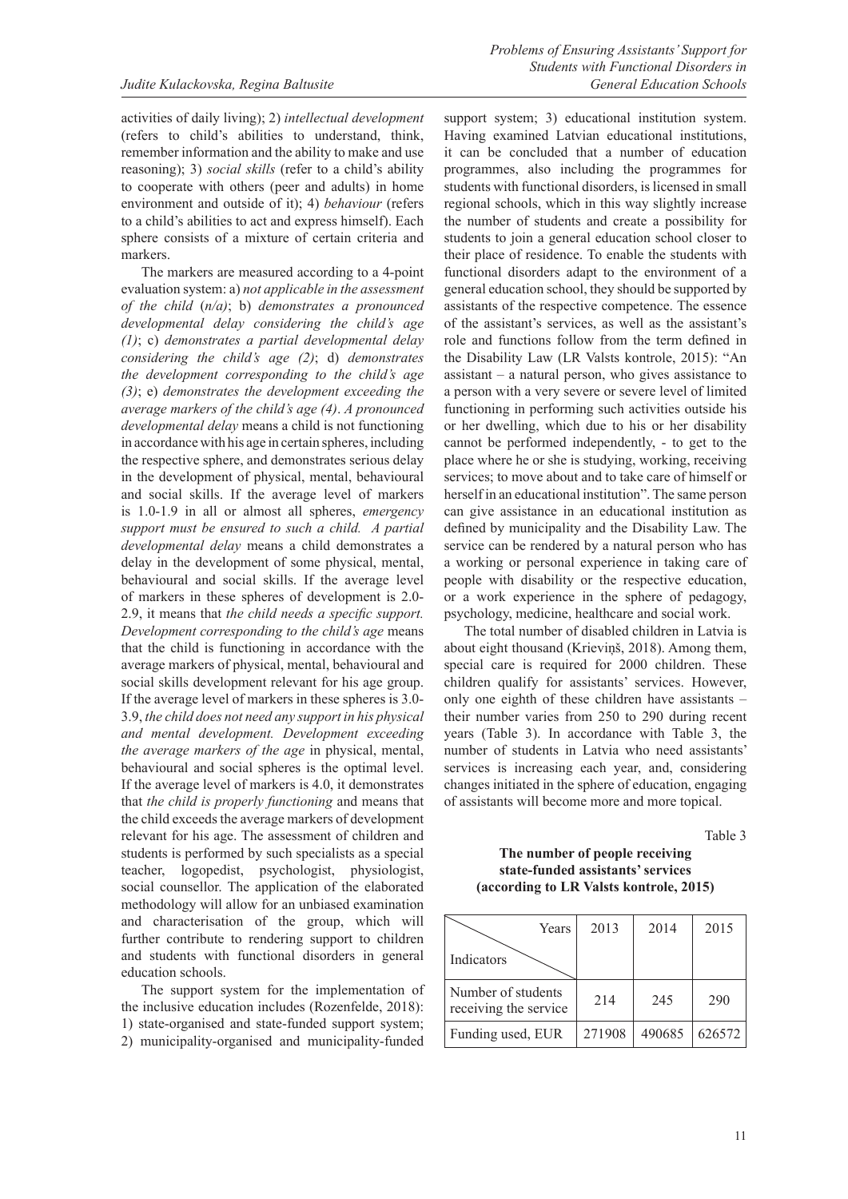activities of daily living); 2) *intellectual development* (refers to child's abilities to understand, think, remember information and the ability to make and use reasoning); 3) *social skills* (refer to a child's ability to cooperate with others (peer and adults) in home environment and outside of it); 4) *behaviour* (refers to a child's abilities to act and express himself). Each sphere consists of a mixture of certain criteria and markers.

The markers are measured according to a 4-point evaluation system: a) *not applicable in the assessment of the child* (*n/a)*; b) *demonstrates a pronounced developmental delay considering the child's age (1)*; c) *demonstrates a partial developmental delay considering the child's age (2)*; d) *demonstrates the development corresponding to the child's age (3)*; e) *demonstrates the development exceeding the average markers of the child's age (4)*. *A pronounced developmental delay* means a child is not functioning in accordance with his age in certain spheres, including the respective sphere, and demonstrates serious delay in the development of physical, mental, behavioural and social skills. If the average level of markers is 1.0-1.9 in all or almost all spheres, *emergency support must be ensured to such a child. A partial developmental delay* means a child demonstrates a delay in the development of some physical, mental, behavioural and social skills. If the average level of markers in these spheres of development is 2.0-2.9, it means that *the child needs a specific support. Development corresponding to the child's age* means that the child is functioning in accordance with the average markers of physical, mental, behavioural and social skills development relevant for his age group. If the average level of markers in these spheres is 3.0-3.9, *the child does not need any support in his physical and mental development. Development exceeding the average markers of the age* in physical, mental, behavioural and social spheres is the optimal level. If the average level of markers is 4.0, it demonstrates that *the child is properly functioning* and means that the child exceeds the average markers of development relevant for his age. The assessment of children and students is performed by such specialists as a special teacher, logopedist, psychologist, physiologist, social counsellor. The application of the elaborated methodology will allow for an unbiased examination and characterisation of the group, which will further contribute to rendering support to children and students with functional disorders in general education schools.

The support system for the implementation of the inclusive education includes (Rozenfelde, 2018): 1) state-organised and state-funded support system; 2) municipality-organised and municipality-funded support system; 3) educational institution system. Having examined Latvian educational institutions, it can be concluded that a number of education programmes, also including the programmes for students with functional disorders, is licensed in small regional schools, which in this way slightly increase the number of students and create a possibility for students to join a general education school closer to their place of residence. To enable the students with functional disorders adapt to the environment of a general education school, they should be supported by assistants of the respective competence. The essence of the assistant's services, as well as the assistant's role and functions follow from the term defined in the Disability Law (LR Valsts kontrole, 2015): "An assistant – a natural person, who gives assistance to a person with a very severe or severe level of limited functioning in performing such activities outside his or her dwelling, which due to his or her disability cannot be performed independently, - to get to the place where he or she is studying, working, receiving services; to move about and to take care of himself or herself in an educational institution". The same person can give assistance in an educational institution as defined by municipality and the Disability Law. The service can be rendered by a natural person who has a working or personal experience in taking care of people with disability or the respective education, or a work experience in the sphere of pedagogy, psychology, medicine, healthcare and social work.

The total number of disabled children in Latvia is about eight thousand (Krieviņš, 2018). Among them, special care is required for 2000 children. These children qualify for assistants' services. However, only one eighth of these children have assistants – their number varies from 250 to 290 during recent years (Table 3). In accordance with Table 3, the number of students in Latvia who need assistants' services is increasing each year, and, considering changes initiated in the sphere of education, engaging of assistants will become more and more topical.

Table 3

**The number of people receiving state-funded assistants' services (according to LR Valsts kontrole, 2015)**

| Indicators / Years | 2013 | 2014 | 2015 |
|---|---|---|---|
| Number of students receiving the service | 214 | 245 | 290 |
| Funding used, EUR | 271908 | 490685 | 626572 |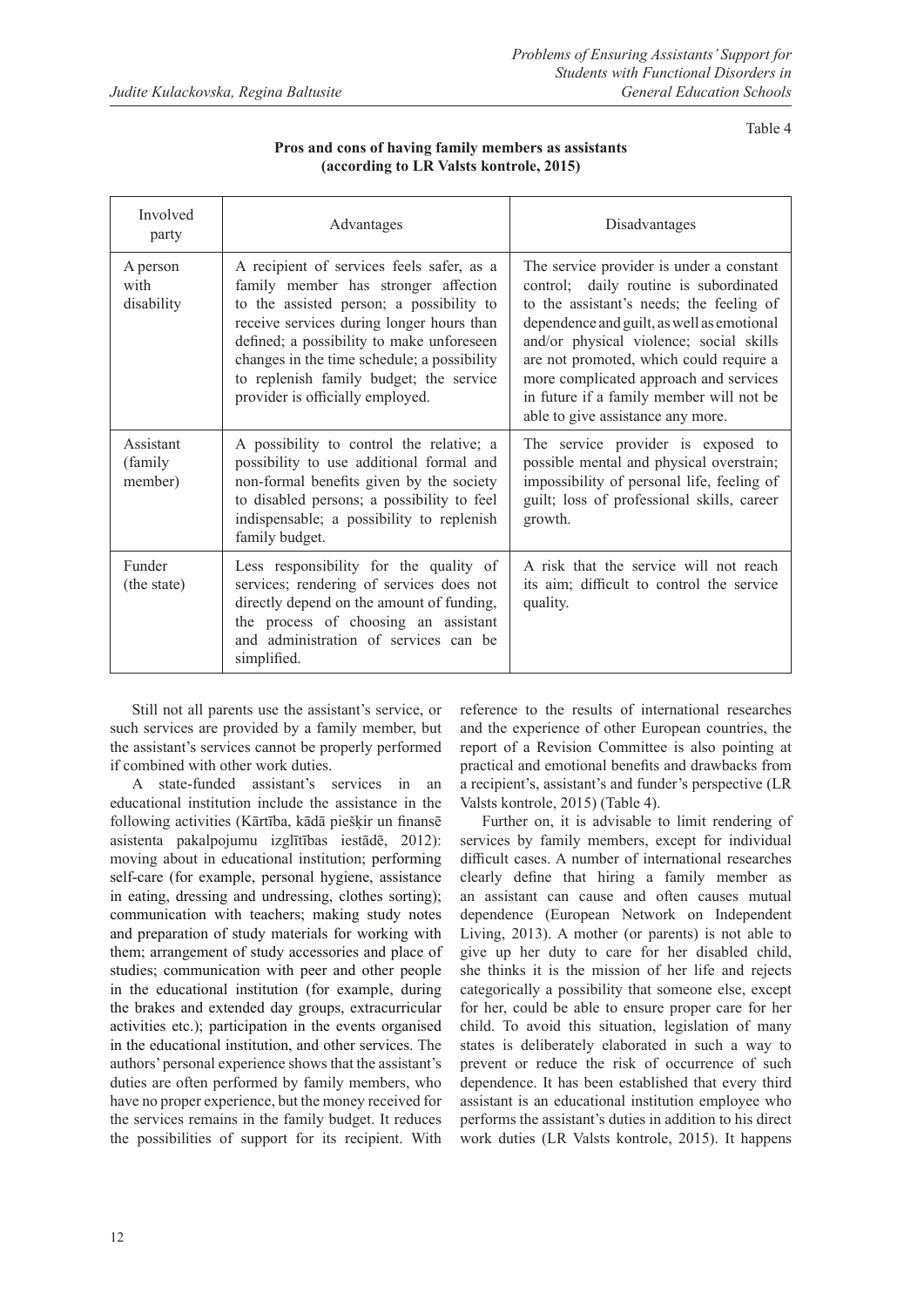Table 4

**Pros and cons of having family members as assistants (according to LR Valsts kontrole, 2015)**

| Involved party | Advantages | Disadvantages |
|---|---|---|
| A person with disability | A recipient of services feels safer, as a family member has stronger affection to the assisted person; a possibility to receive services during longer hours than defined; a possibility to make unforeseen changes in the time schedule; a possibility to replenish family budget; the service provider is officially employed. | The service provider is under a constant control; daily routine is subordinated to the assistant's needs; the feeling of dependence and guilt, as well as emotional and/or physical violence; social skills are not promoted, which could require a more complicated approach and services in future if a family member will not be able to give assistance any more. |
| Assistant (family member) | A possibility to control the relative; a possibility to use additional formal and non-formal benefits given by the society to disabled persons; a possibility to feel indispensable; a possibility to replenish family budget. | The service provider is exposed to possible mental and physical overstrain; impossibility of personal life, feeling of guilt; loss of professional skills, career growth. |
| Funder (the state) | Less responsibility for the quality of services; rendering of services does not directly depend on the amount of funding, the process of choosing an assistant and administration of services can be simplified. | A risk that the service will not reach its aim; difficult to control the service quality. |

Still not all parents use the assistant's service, or such services are provided by a family member, but the assistant's services cannot be properly performed if combined with other work duties.

A state-funded assistant's services in an educational institution include the assistance in the following activities (Kārtība, kādā piešķir un finansē asistenta pakalpojumu izglītības iestādē, 2012): moving about in educational institution; performing self-care (for example, personal hygiene, assistance in eating, dressing and undressing, clothes sorting); communication with teachers; making study notes and preparation of study materials for working with them; arrangement of study accessories and place of studies; communication with peer and other people in the educational institution (for example, during the brakes and extended day groups, extracurricular activities etc.); participation in the events organised in the educational institution, and other services. The authors' personal experience shows that the assistant's duties are often performed by family members, who have no proper experience, but the money received for the services remains in the family budget. It reduces the possibilities of support for its recipient. With reference to the results of international researches and the experience of other European countries, the report of a Revision Committee is also pointing at practical and emotional benefits and drawbacks from a recipient's, assistant's and funder's perspective (LR Valsts kontrole, 2015) (Table 4).

Further on, it is advisable to limit rendering of services by family members, except for individual difficult cases. A number of international researches clearly define that hiring a family member as an assistant can cause and often causes mutual dependence (European Network on Independent Living, 2013). A mother (or parents) is not able to give up her duty to care for her disabled child, she thinks it is the mission of her life and rejects categorically a possibility that someone else, except for her, could be able to ensure proper care for her child. To avoid this situation, legislation of many states is deliberately elaborated in such a way to prevent or reduce the risk of occurrence of such dependence. It has been established that every third assistant is an educational institution employee who performs the assistant's duties in addition to his direct work duties (LR Valsts kontrole, 2015). It happens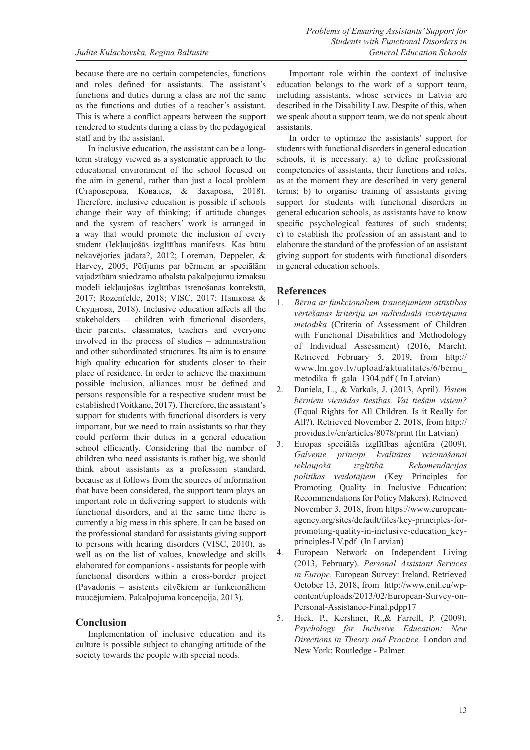because there are no certain competencies, functions and roles defined for assistants. The assistant's functions and duties during a class are not the same as the functions and duties of a teacher's assistant. This is where a conflict appears between the support rendered to students during a class by the pedagogical staff and by the assistant.

In inclusive education, the assistant can be a long-term strategy viewed as a systematic approach to the educational environment of the school focused on the aim in general, rather than just a local problem (Староверова, Ковалев, & Захарова, 2018). Therefore, inclusive education is possible if schools change their way of thinking; if attitude changes and the system of teachers' work is arranged in a way that would promote the inclusion of every student (Iekļaujošās izglītības manifests. Kas būtu nekavējoties jādara?, 2012; Loreman, Deppeler, & Harvey, 2005; Pētījums par bērniem ar speciālām vajadzībām sniedzamo atbalsta pakalpojumu izmaksu modeli iekļaujošas izglītības īstenošanas kontekstā, 2017; Rozenfelde, 2018; VISC, 2017; Пашкова & Скуднова, 2018). Inclusive education affects all the stakeholders – children with functional disorders, their parents, classmates, teachers and everyone involved in the process of studies – administration and other subordinated structures. Its aim is to ensure high quality education for students closer to their place of residence. In order to achieve the maximum possible inclusion, alliances must be defined and persons responsible for a respective student must be established (Voitkane, 2017). Therefore, the assistant's support for students with functional disorders is very important, but we need to train assistants so that they could perform their duties in a general education school efficiently. Considering that the number of children who need assistants is rather big, we should think about assistants as a profession standard, because as it follows from the sources of information that have been considered, the support team plays an important role in delivering support to students with functional disorders, and at the same time there is currently a big mess in this sphere. It can be based on the professional standard for assistants giving support to persons with hearing disorders (VISC, 2010), as well as on the list of values, knowledge and skills elaborated for companions - assistants for people with functional disorders within a cross-border project (Pavadonis – asistents cilvēkiem ar funkcionāliem traucējumiem. Pakalpojuma koncepcija, 2013).

## Conclusion

Implementation of inclusive education and its culture is possible subject to changing attitude of the society towards the people with special needs.

Important role within the context of inclusive education belongs to the work of a support team, including assistants, whose services in Latvia are described in the Disability Law. Despite of this, when we speak about a support team, we do not speak about assistants.

In order to optimize the assistants' support for students with functional disorders in general education schools, it is necessary: a) to define professional competencies of assistants, their functions and roles, as at the moment they are described in very general terms; b) to organise training of assistants giving support for students with functional disorders in general education schools, as assistants have to know specific psychological features of such students; c) to establish the profession of an assistant and to elaborate the standard of the profession of an assistant giving support for students with functional disorders in general education schools.

## References

1. *Bērna ar funkcionāliem traucējumiem attīstības vērtēšanas kritēriju un individuālā izvērtējuma metodika* (Criteria of Assessment of Children with Functional Disabilities and Methodology of Individual Assessment) (2016, March). Retrieved February 5, 2019, from http://www.lm.gov.lv/upload/aktualitates/6/bernu_metodika_ft_gala_1304.pdf ( In Latvian)
2. Daniela, L., & Varkals, J. (2013, April). *Visiem bērniem vienādas tiesības. Vai tiešām visiem?* (Equal Rights for All Children. Is it Really for All?). Retrieved November 2, 2018, from http://providus.lv/en/articles/8078/print (In Latvian)
3. Eiropas speciālās izglītības aģentūra (2009). *Galvenie principi kvalitātes veicināšanai iekļaujošā izglītībā. Rekomendācijas politikas veidotājiem* (Key Principles for Promoting Quality in Inclusive Education: Recommendations for Policy Makers). Retrieved November 3, 2018, from https://www.european-agency.org/sites/default/files/key-principles-for-promoting-quality-in-inclusive-education_key-principles-LV.pdf (In Latvian)
4. European Network on Independent Living (2013, February). *Personal Assistant Services in Europe*. European Survey: Ireland. Retrieved October 13, 2018, from http://www.enil.eu/wp-content/uploads/2013/02/European-Survey-on-Personal-Assistance-Final.pdpp17
5. Hick, P., Kershner, R.,& Farrell, P. (2009). *Psychology for Inclusive Education: New Directions in Theory and Practice.* London and New York: Routledge - Palmer.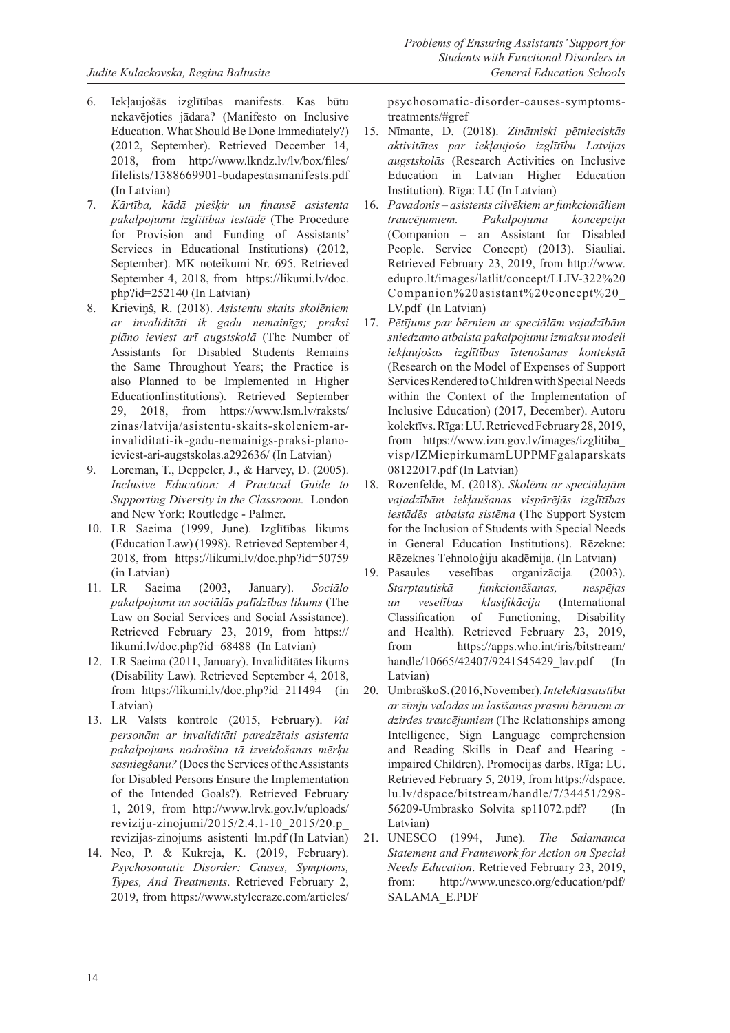6. Iekļaujošās izglītības manifests. Kas būtu nekavējoties jādara? (Manifesto on Inclusive Education. What Should Be Done Immediately?) (2012, September). Retrieved December 14, 2018, from http://www.lkndz.lv/lv/box/files/filelists/1388669901-budapestasmanifests.pdf (In Latvian)
7. *Kārtība, kādā piešķir un finansē asistenta pakalpojumu izglītības iestādē* (The Procedure for Provision and Funding of Assistants' Services in Educational Institutions) (2012, September). MK noteikumi Nr. 695. Retrieved September 4, 2018, from https://likumi.lv/doc.php?id=252140 (In Latvian)
8. Krieviņš, R. (2018). *Asistentu skaits skolēniem ar invaliditāti ik gadu nemainīgs; praksi plāno ieviest arī augstskolā* (The Number of Assistants for Disabled Students Remains the Same Throughout Years; the Practice is also Planned to be Implemented in Higher EducationIinstitutions). Retrieved September 29, 2018, from https://www.lsm.lv/raksts/zinas/latvija/asistentu-skaits-skoleniem-ar-invaliditati-ik-gadu-nemainigs-praksi-plano-ieviest-ari-augstskolas.a292636/ (In Latvian)
9. Loreman, T., Deppeler, J., & Harvey, D. (2005). *Inclusive Education: A Practical Guide to Supporting Diversity in the Classroom.* London and New York: Routledge - Palmer.
10. LR Saeima (1999, June). Izglītības likums (Education Law) (1998). Retrieved September 4, 2018, from https://likumi.lv/doc.php?id=50759 (in Latvian)
11. LR Saeima (2003, January). *Sociālo pakalpojumu un sociālās palīdzības likums* (The Law on Social Services and Social Assistance). Retrieved February 23, 2019, from https://likumi.lv/doc.php?id=68488 (In Latvian)
12. LR Saeima (2011, January). Invaliditātes likums (Disability Law). Retrieved September 4, 2018, from https://likumi.lv/doc.php?id=211494 (in Latvian)
13. LR Valsts kontrole (2015, February). *Vai personām ar invaliditāti paredzētais asistenta pakalpojums nodrošina tā izveidošanas mērķu sasniegšanu?* (Does the Services of the Assistants for Disabled Persons Ensure the Implementation of the Intended Goals?). Retrieved February 1, 2019, from http://www.lrvk.gov.lv/uploads/reviziju-zinojumi/2015/2.4.1-10_2015/20.p_revizijas-zinojums_asistenti_lm.pdf (In Latvian)
14. Neo, P. & Kukreja, K. (2019, February). *Psychosomatic Disorder: Causes, Symptoms, Types, And Treatments*. Retrieved February 2, 2019, from https://www.stylecraze.com/articles/psychosomatic-disorder-causes-symptoms-treatments/#gref
15. Nīmante, D. (2018). *Zinātniski pētnieciskās aktivitātes par iekļaujošo izglītību Latvijas augstskolās* (Research Activities on Inclusive Education in Latvian Higher Education Institution). Rīga: LU (In Latvian)
16. *Pavadonis – asistents cilvēkiem ar funkcionāliem traucējumiem. Pakalpojuma koncepcija* (Companion – an Assistant for Disabled People. Service Concept) (2013). Siauliai. Retrieved February 23, 2019, from http://www.edupro.lt/images/latlit/concept/LLIV-322%20Companion%20asistant%20concept%20_LV.pdf (In Latvian)
17. *Pētījums par bērniem ar speciālām vajadzībām sniedzamo atbalsta pakalpojumu izmaksu modeli iekļaujošas izglītības īstenošanas kontekstā* (Research on the Model of Expenses of Support Services Rendered to Children with Special Needs within the Context of the Implementation of Inclusive Education) (2017, December). Autoru kolektīvs. Rīga: LU. Retrieved February 28, 2019, from https://www.izm.gov.lv/images/izglitiba_visp/IZMiepirkumamLUPPMFgalaparskats08122017.pdf (In Latvian)
18. Rozenfelde, M. (2018). *Skolēnu ar speciālajām vajadzībām iekļaušanas vispārējās izglītības iestādēs atbalsta sistēma* (The Support System for the Inclusion of Students with Special Needs in General Education Institutions). Rēzekne: Rēzeknes Tehnoloģiju akadēmija. (In Latvian)
19. Pasaules veselības organizācija (2003). *Starptautiskā funkcionēšanas, nespējas un veselības klasifikācija* (International Classification of Functioning, Disability and Health). Retrieved February 23, 2019, from https://apps.who.int/iris/bitstream/handle/10665/42407/9241545429_lav.pdf (In Latvian)
20. Umbraško S. (2016, November). *Intelekta saistība ar zīmju valodas un lasīšanas prasmi bērniem ar dzirdes traucējumiem* (The Relationships among Intelligence, Sign Language comprehension and Reading Skills in Deaf and Hearing - impaired Children). Promocijas darbs. Rīga: LU. Retrieved February 5, 2019, from https://dspace.lu.lv/dspace/bitstream/handle/7/34451/298-56209-Umbrasko_Solvita_sp11072.pdf? (In Latvian)
21. UNESCO (1994, June). *The Salamanca Statement and Framework for Action on Special Needs Education*. Retrieved February 23, 2019, from: http://www.unesco.org/education/pdf/SALAMA_E.PDF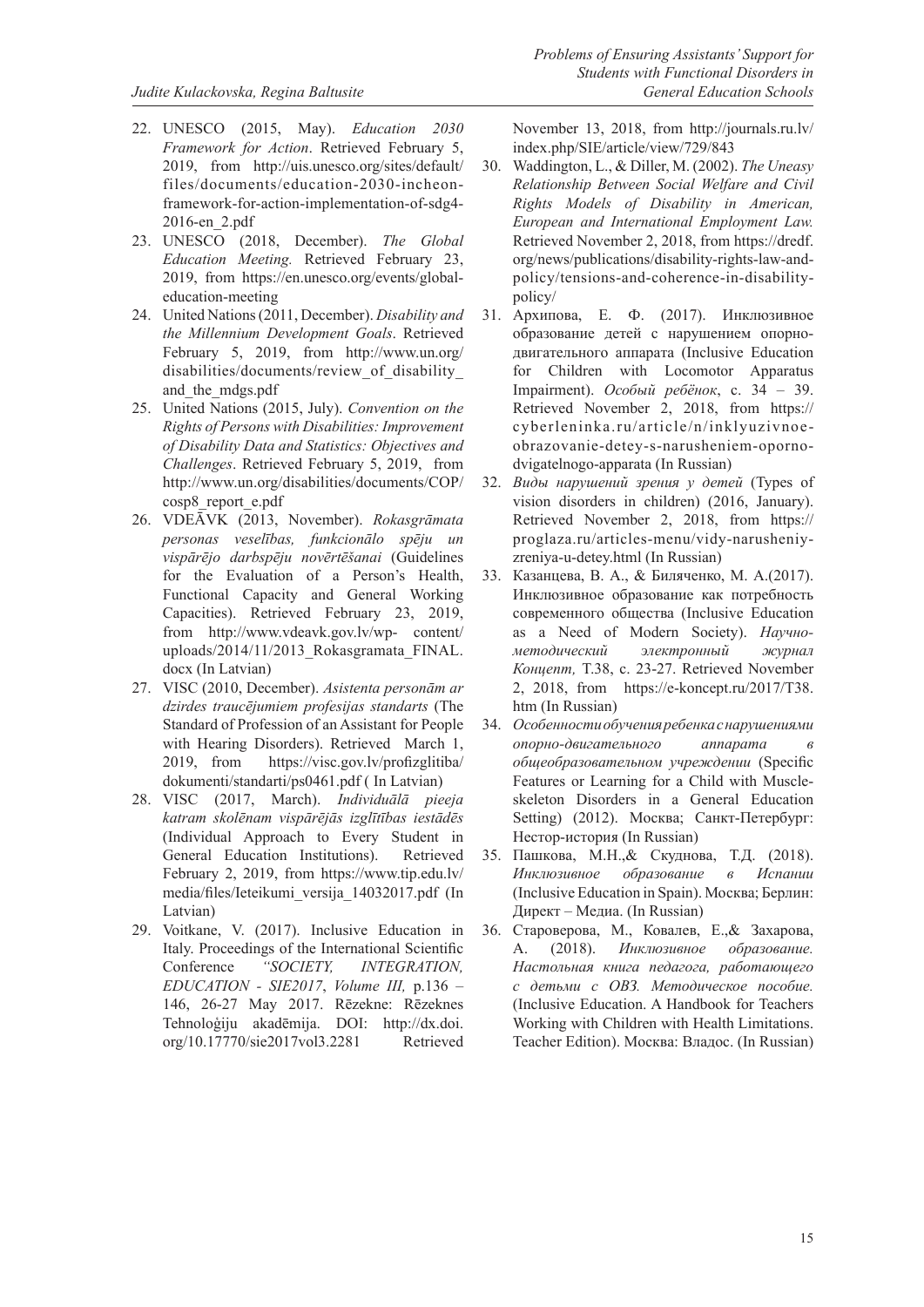22. UNESCO (2015, May). *Education 2030 Framework for Action*. Retrieved February 5, 2019, from http://uis.unesco.org/sites/default/files/documents/education-2030-incheon-framework-for-action-implementation-of-sdg4-2016-en_2.pdf
23. UNESCO (2018, December). *The Global Education Meeting.* Retrieved February 23, 2019, from https://en.unesco.org/events/global-education-meeting
24. United Nations (2011, December). *Disability and the Millennium Development Goals*. Retrieved February 5, 2019, from http://www.un.org/disabilities/documents/review_of_disability_and_the_mdgs.pdf
25. United Nations (2015, July). *Convention on the Rights of Persons with Disabilities: Improvement of Disability Data and Statistics: Objectives and Challenges*. Retrieved February 5, 2019, from http://www.un.org/disabilities/documents/COP/cosp8_report_e.pdf
26. VDEĀVK (2013, November). *Rokasgrāmata personas veselības, funkcionālo spēju un vispārējo darbspēju novērtēšanai* (Guidelines for the Evaluation of a Person's Health, Functional Capacity and General Working Capacities). Retrieved February 23, 2019, from http://www.vdeavk.gov.lv/wp- content/uploads/2014/11/2013_Rokasgramata_FINAL.docx (In Latvian)
27. VISC (2010, December). *Asistenta personām ar dzirdes traucējumiem profesijas standarts* (The Standard of Profession of an Assistant for People with Hearing Disorders). Retrieved March 1, 2019, from https://visc.gov.lv/profizglitiba/dokumenti/standarti/ps0461.pdf ( In Latvian)
28. VISC (2017, March). *Individuālā pieeja katram skolēnam vispārējās izglītības iestādēs* (Individual Approach to Every Student in General Education Institutions). Retrieved February 2, 2019, from https://www.tip.edu.lv/media/files/Ieteikumi_versija_14032017.pdf (In Latvian)
29. Voitkane, V. (2017). Inclusive Education in Italy. Proceedings of the International Scientific Conference *"SOCIETY, INTEGRATION, EDUCATION - SIE2017*, *Volume III,* p.136 – 146, 26-27 May 2017. Rēzekne: Rēzeknes Tehnoloģiju akadēmija. DOI: http://dx.doi.org/10.17770/sie2017vol3.2281 Retrieved November 13, 2018, from http://journals.ru.lv/index.php/SIE/article/view/729/843
30. Waddington, L., & Diller, M. (2002). *The Uneasy Relationship Between Social Welfare and Civil Rights Models of Disability in American, European and International Employment Law.* Retrieved November 2, 2018, from https://dredf.org/news/publications/disability-rights-law-and-policy/tensions-and-coherence-in-disability-policy/
31. Архипова, Е. Ф. (2017). Инклюзивное образование детей с нарушением опорно-двигательного аппарата (Inclusive Education for Children with Locomotor Apparatus Impairment). *Особый ребёнок*, с. 34 – 39. Retrieved November 2, 2018, from https://cyberleninka.ru/article/n/inklyuzivnoe-obrazovanie-detey-s-narusheniem-oporno-dvigatelnogo-apparata (In Russian)
32. *Виды нарушений зрения у детей* (Types of vision disorders in children) (2016, January). Retrieved November 2, 2018, from https://proglaza.ru/articles-menu/vidy-narusheniy-zreniya-u-detey.html (In Russian)
33. Казанцева, В. А., & Биляченко, М. А.(2017). Инклюзивное образование как потребность современного общества (Inclusive Education as a Need of Modern Society). *Научно-методический электронный журнал Концепт,* Т.38, с. 23-27. Retrieved November 2, 2018, from https://e-koncept.ru/2017/T38.htm (In Russian)
34. *Особенности обучения ребенка с нарушениями опорно-двигательного аппарата в общеобразовательном учреждении* (Specific Features or Learning for a Child with Muscle-skeleton Disorders in a General Education Setting) (2012). Москва; Санкт-Петербург: Нестор-история (In Russian)
35. Пашкова, М.Н.,& Скуднова, Т.Д. (2018). *Инклюзивное образование в Испании* (Inclusive Education in Spain). Москва; Берлин: Директ – Медиа. (In Russian)
36. Староверова, М., Ковалев, Е.,& Захарова, А. (2018). *Инклюзивное образование. Настольная книга педагога, работающего с детьми с ОВЗ. Методическое пособие.* (Inclusive Education. A Handbook for Teachers Working with Children with Health Limitations. Teacher Edition). Москва: Владос. (In Russian)